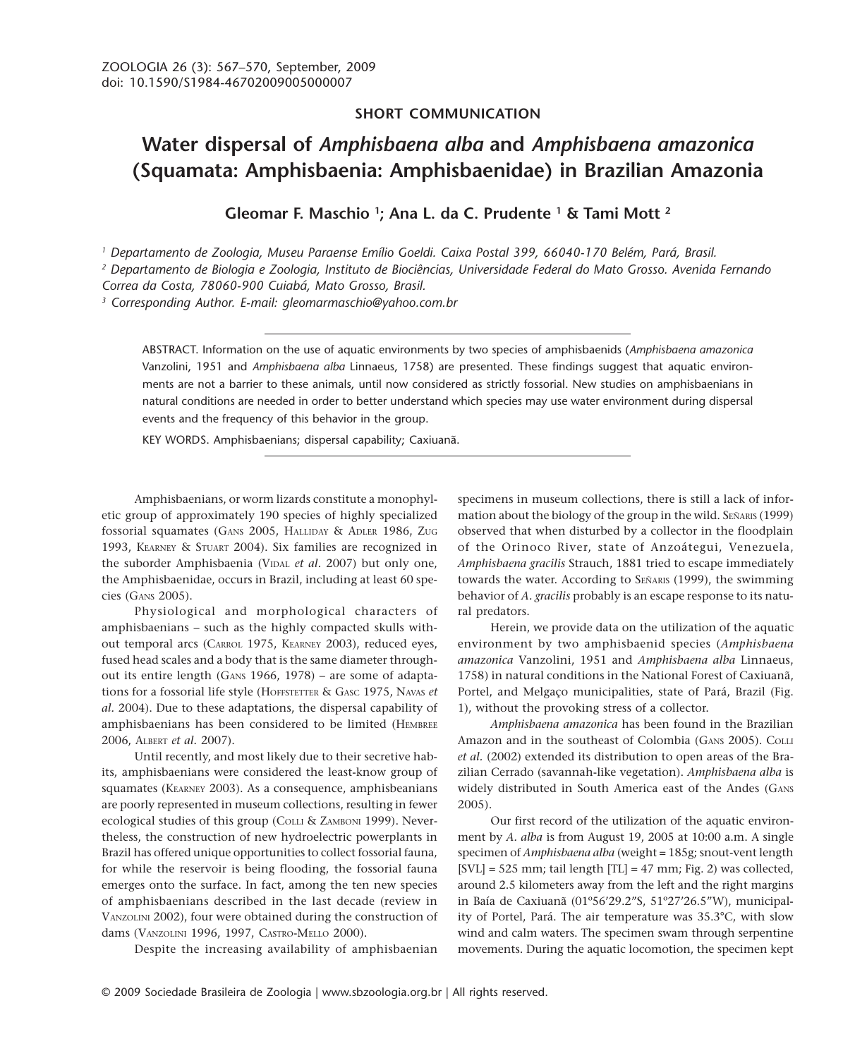SHORT COMMUNICATION

# Water dispersal of *Amphisbaena alba* and *Amphisbaena amazonica* (Squamata: Amphisbaenia: Amphisbaenidae) in Brazilian Amazonia

**Gleomar F. Maschio [1]; Ana L. da C. Prudente [1] & Tami Mott [2]**

[1] Departamento de Zoologia, Museu Paraense Emílio Goeldi. Caixa Postal 399, 66040-170 Belém, Pará, Brasil.

[2] Departamento de Biologia e Zoologia, Instituto de Biociências, Universidade Federal do Mato Grosso. Avenida Fernando Correa da Costa, 78060-900 Cuiabá, Mato Grosso, Brasil.

[3] Corresponding Author. E-mail: gleomarmaschio@yahoo.com.br

ABSTRACT. Information on the use of aquatic environments by two species of amphisbaenids (*Amphisbaena amazonica* Vanzolini, 1951 and *Amphisbaena alba* Linnaeus, 1758) are presented. These findings suggest that aquatic environments are not a barrier to these animals, until now considered as strictly fossorial. New studies on amphisbaenians in natural conditions are needed in order to better understand which species may use water environment during dispersal events and the frequency of this behavior in the group.

KEY WORDS. Amphisbaenians; dispersal capability; Caxiuanã.

Amphisbaenians, or worm lizards constitute a monophyletic group of approximately 190 species of highly specialized fossorial squamates (Gans 2005, Halliday & Adler 1986, Zug 1993, Kearney & Stuart 2004). Six families are recognized in the suborder Amphisbaenia (Vidal *et al*. 2007) but only one, the Amphisbaenidae, occurs in Brazil, including at least 60 species (Gans 2005).

Physiological and morphological characters of amphisbaenians – such as the highly compacted skulls without temporal arcs (Carrol 1975, Kearney 2003), reduced eyes, fused head scales and a body that is the same diameter throughout its entire length (Gans 1966, 1978) – are some of adaptations for a fossorial life style (Hoffstetter & Gasc 1975, Navas *et al*. 2004). Due to these adaptations, the dispersal capability of amphisbaenians has been considered to be limited (Hembree 2006, Albert *et al*. 2007).

Until recently, and most likely due to their secretive habits, amphisbaenians were considered the least-know group of squamates (Kearney 2003). As a consequence, amphisbeanians are poorly represented in museum collections, resulting in fewer ecological studies of this group (Colli & Zamboni 1999). Nevertheless, the construction of new hydroelectric powerplants in Brazil has offered unique opportunities to collect fossorial fauna, for while the reservoir is being flooding, the fossorial fauna emerges onto the surface. In fact, among the ten new species of amphisbaenians described in the last decade (review in Vanzolini 2002), four were obtained during the construction of dams (Vanzolini 1996, 1997, Castro-Mello 2000).

Despite the increasing availability of amphisbaenian specimens in museum collections, there is still a lack of information about the biology of the group in the wild. Señaris (1999) observed that when disturbed by a collector in the floodplain of the Orinoco River, state of Anzoátegui, Venezuela, *Amphisbaena gracilis* Strauch, 1881 tried to escape immediately towards the water. According to Señaris (1999), the swimming behavior of *A. gracilis* probably is an escape response to its natural predators.

Herein, we provide data on the utilization of the aquatic environment by two amphisbaenid species (*Amphisbaena amazonica* Vanzolini, 1951 and *Amphisbaena alba* Linnaeus, 1758) in natural conditions in the National Forest of Caxiuanã, Portel, and Melgaço municipalities, state of Pará, Brazil (Fig. 1), without the provoking stress of a collector.

*Amphisbaena amazonica* has been found in the Brazilian Amazon and in the southeast of Colombia (Gans 2005). Colli *et al*. (2002) extended its distribution to open areas of the Brazilian Cerrado (savannah-like vegetation). *Amphisbaena alba* is widely distributed in South America east of the Andes (Gans 2005).

Our first record of the utilization of the aquatic environment by *A. alba* is from August 19, 2005 at 10:00 a.m. A single specimen of *Amphisbaena alba* (weight = 185g; snout-vent length [SVL] = 525 mm; tail length [TL] = 47 mm; Fig. 2) was collected, around 2.5 kilometers away from the left and the right margins in Baía de Caxiuanã (01º56'29.2"S, 51º27'26.5"W), municipality of Portel, Pará. The air temperature was 35.3°C, with slow wind and calm waters. The specimen swam through serpentine movements. During the aquatic locomotion, the specimen kept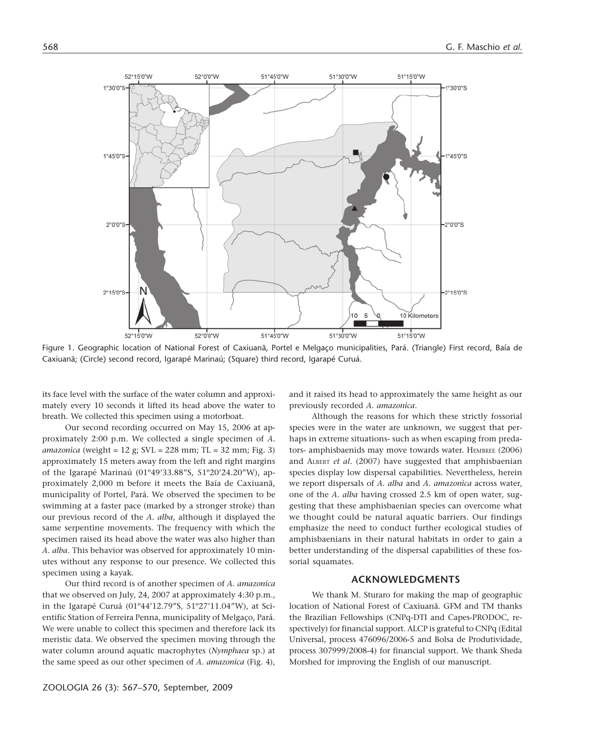Figure 1. Geographic location of National Forest of Caxiuanã, Portel e Melgaço municipalities, Pará. (Triangle) First record, Baía de Caxiuanã; (Circle) second record, Igarapé Marinaú; (Square) third record, Igarapé Curuá.

its face level with the surface of the water column and approximately every 10 seconds it lifted its head above the water to breath. We collected this specimen using a motorboat.

Our second recording occurred on May 15, 2006 at approximately 2:00 p.m. We collected a single specimen of *A. amazonica* (weight = 12 g; SVL = 228 mm; TL = 32 mm; Fig. 3) approximately 15 meters away from the left and right margins of the Igarapé Marinaú (01°49'33.88"S, 51°20'24.20"W), approximately 2,000 m before it meets the Baía de Caxiuanã, municipality of Portel, Pará. We observed the specimen to be swimming at a faster pace (marked by a stronger stroke) than our previous record of the *A. alba*, although it displayed the same serpentine movements. The frequency with which the specimen raised its head above the water was also higher than *A. alba*. This behavior was observed for approximately 10 minutes without any response to our presence. We collected this specimen using a kayak.

Our third record is of another specimen of *A. amazonica* that we observed on July, 24, 2007 at approximately 4:30 p.m., in the Igarapé Curuá (01°44'12.79"S, 51°27'11.04"W), at Scientific Station of Ferreira Penna, municipality of Melgaço, Pará. We were unable to collect this specimen and therefore lack its meristic data. We observed the specimen moving through the water column around aquatic macrophytes (*Nymphaea* sp.) at the same speed as our other specimen of *A. amazonica* (Fig. 4), and it raised its head to approximately the same height as our previously recorded *A. amazonica*.

Although the reasons for which these strictly fossorial species were in the water are unknown, we suggest that perhaps in extreme situations- such as when escaping from predators- amphisbaenids may move towards water. Hembree (2006) and Albert *et al*. (2007) have suggested that amphisbaenian species display low dispersal capabilities. Nevertheless, herein we report dispersals of *A. alba* and *A. amazonica* across water, one of the *A. alba* having crossed 2.5 km of open water, suggesting that these amphisbaenian species can overcome what we thought could be natural aquatic barriers. Our findings emphasize the need to conduct further ecological studies of amphisbaenians in their natural habitats in order to gain a better understanding of the dispersal capabilities of these fossorial squamates.

## ACKNOWLEDGMENTS

We thank M. Sturaro for making the map of geographic location of National Forest of Caxiuanã. GFM and TM thanks the Brazilian Fellowships (CNPq-DTI and Capes-PRODOC, respectively) for financial support. ALCP is grateful to CNPq (Edital Universal, process 476096/2006-5 and Bolsa de Produtividade, process 307999/2008-4) for financial support. We thank Sheda Morshed for improving the English of our manuscript.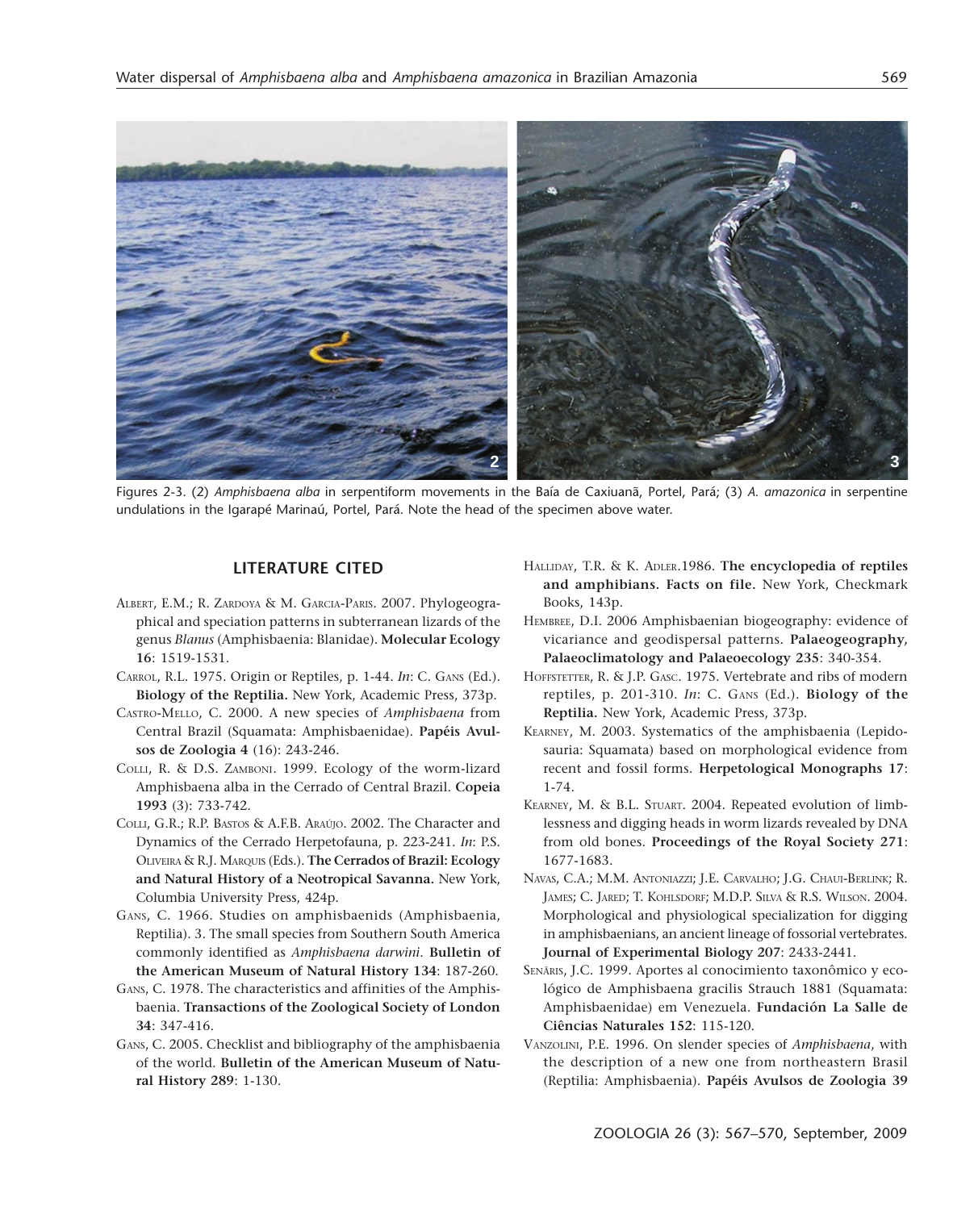Figures 2-3. (2) *Amphisbaena alba* in serpentiform movements in the Baía de Caxiuanã, Portel, Pará; (3) *A. amazonica* in serpentine undulations in the Igarapé Marinaú, Portel, Pará. Note the head of the specimen above water.

## LITERATURE CITED

ALBERT, E.M.; R. ZARDOYA & M. GARCIA-PARIS. 2007. Phylogeographical and speciation patterns in subterranean lizards of the genus *Blanus* (Amphisbaenia: Blanidae). **Molecular Ecology 16**: 1519-1531.

CARROL, R.L. 1975. Origin or Reptiles, p. 1-44. *In*: C. GANS (Ed.). **Biology of the Reptilia.** New York, Academic Press, 373p.

CASTRO-MELLO, C. 2000. A new species of *Amphisbaena* from Central Brazil (Squamata: Amphisbaenidae). **Papéis Avulsos de Zoologia 4** (16): 243-246.

COLLI, R. & D.S. ZAMBONI. 1999. Ecology of the worm-lizard Amphisbaena alba in the Cerrado of Central Brazil. **Copeia 1993** (3): 733-742.

COLLI, G.R.; R.P. BASTOS & A.F.B. ARAÚJO. 2002. The Character and Dynamics of the Cerrado Herpetofauna, p. 223-241. *In*: P.S. OLIVEIRA & R.J. MARQUIS (Eds.). **The Cerrados of Brazil: Ecology and Natural History of a Neotropical Savanna.** New York, Columbia University Press, 424p.

GANS, C. 1966. Studies on amphisbaenids (Amphisbaenia, Reptilia). 3. The small species from Southern South America commonly identified as *Amphisbaena darwini*. **Bulletin of the American Museum of Natural History 134**: 187-260.

GANS, C. 1978. The characteristics and affinities of the Amphisbaenia. **Transactions of the Zoological Society of London 34**: 347-416.

GANS, C. 2005. Checklist and bibliography of the amphisbaenia of the world. **Bulletin of the American Museum of Natural History 289**: 1-130.

HALLIDAY, T.R. & K. ADLER.1986. **The encyclopedia of reptiles and amphibians. Facts on file.** New York, Checkmark Books, 143p.

HEMBREE, D.I. 2006 Amphisbaenian biogeography: evidence of vicariance and geodispersal patterns. **Palaeogeography, Palaeoclimatology and Palaeoecology 235**: 340-354.

HOFFSTETTER, R. & J.P. GASC. 1975. Vertebrate and ribs of modern reptiles, p. 201-310. *In*: C. GANS (Ed.). **Biology of the Reptilia.** New York, Academic Press, 373p.

KEARNEY, M. 2003. Systematics of the amphisbaenia (Lepidosauria: Squamata) based on morphological evidence from recent and fossil forms. **Herpetological Monographs 17**: 1-74.

KEARNEY, M. & B.L. STUART. 2004. Repeated evolution of limblessness and digging heads in worm lizards revealed by DNA from old bones. **Proceedings of the Royal Society 271**: 1677-1683.

NAVAS, C.A.; M.M. ANTONIAZZI; J.E. CARVALHO; J.G. CHAUI-BERLINK; R. JAMES; C. JARED; T. KOHLSDORF; M.D.P. SILVA & R.S. WILSON. 2004. Morphological and physiological specialization for digging in amphisbaenians, an ancient lineage of fossorial vertebrates. **Journal of Experimental Biology 207**: 2433-2441.

SENÃRIS, J.C. 1999. Aportes al conocimiento taxonômico y ecológico de Amphisbaena gracilis Strauch 1881 (Squamata: Amphisbaenidae) em Venezuela. **Fundación La Salle de Ciências Naturales 152**: 115-120.

VANZOLINI, P.E. 1996. On slender species of *Amphisbaena*, with the description of a new one from northeastern Brasil (Reptilia: Amphisbaenia). **Papéis Avulsos de Zoologia 39**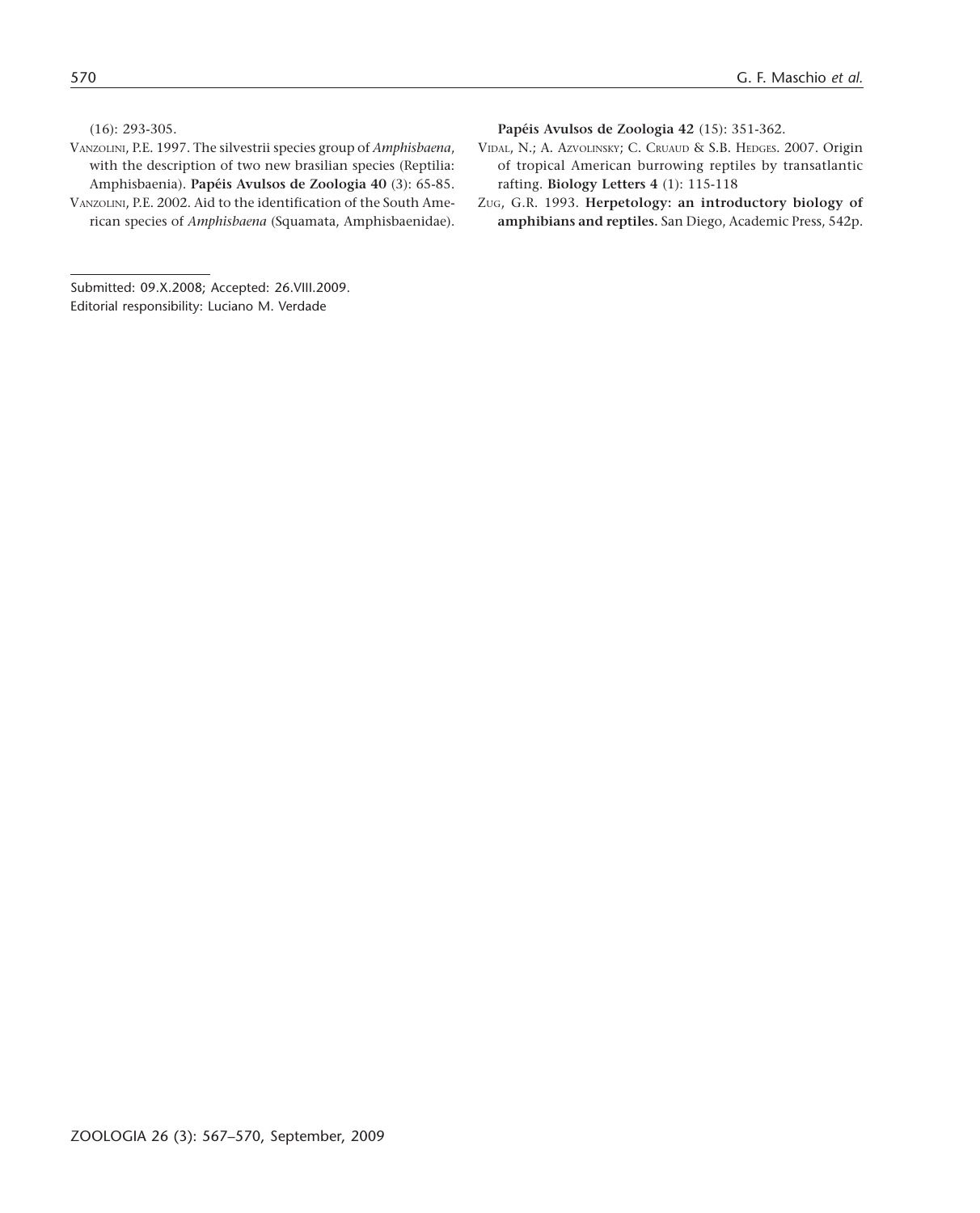(16): 293-305.

VANZOLINI, P.E. 1997. The silvestrii species group of *Amphisbaena*, with the description of two new brasilian species (Reptilia: Amphisbaenia). **Papéis Avulsos de Zoologia 40** (3): 65-85.

VANZOLINI, P.E. 2002. Aid to the identification of the South American species of *Amphisbaena* (Squamata, Amphisbaenidae). **Papéis Avulsos de Zoologia 42** (15): 351-362.

VIDAL, N.; A. AZVOLINSKY; C. CRUAUD & S.B. HEDGES. 2007. Origin of tropical American burrowing reptiles by transatlantic rafting. **Biology Letters 4** (1): 115-118

ZUG, G.R. 1993. **Herpetology: an introductory biology of amphibians and reptiles.** San Diego, Academic Press, 542p.

---

Submitted: 09.X.2008; Accepted: 26.VIII.2009.
Editorial responsibility: Luciano M. Verdade